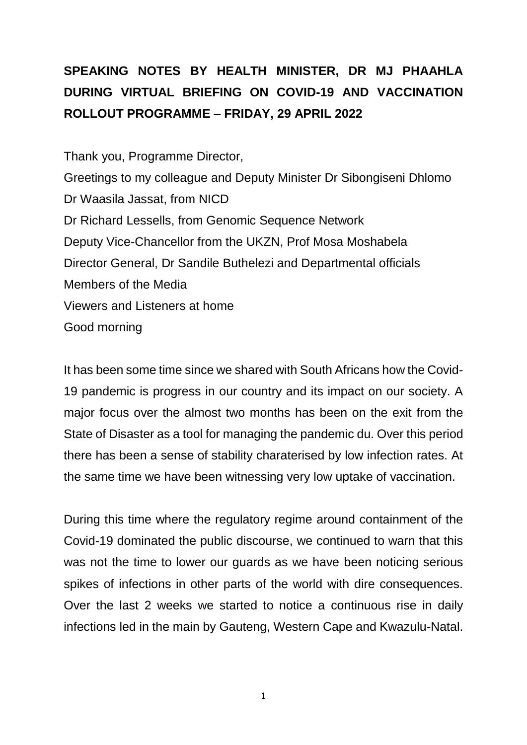# SPEAKING NOTES BY HEALTH MINISTER, DR MJ PHAAHLA DURING VIRTUAL BRIEFING ON COVID-19 AND VACCINATION ROLLOUT PROGRAMME – FRIDAY, 29 APRIL 2022

Thank you, Programme Director,
Greetings to my colleague and Deputy Minister Dr Sibongiseni Dhlomo
Dr Waasila Jassat, from NICD
Dr Richard Lessells, from Genomic Sequence Network
Deputy Vice-Chancellor from the UKZN, Prof Mosa Moshabela
Director General, Dr Sandile Buthelezi and Departmental officials
Members of the Media
Viewers and Listeners at home
Good morning

It has been some time since we shared with South Africans how the Covid-19 pandemic is progress in our country and its impact on our society. A major focus over the almost two months has been on the exit from the State of Disaster as a tool for managing the pandemic du. Over this period there has been a sense of stability charaterised by low infection rates. At the same time we have been witnessing very low uptake of vaccination.

During this time where the regulatory regime around containment of the Covid-19 dominated the public discourse, we continued to warn that this was not the time to lower our guards as we have been noticing serious spikes of infections in other parts of the world with dire consequences. Over the last 2 weeks we started to notice a continuous rise in daily infections led in the main by Gauteng, Western Cape and Kwazulu-Natal.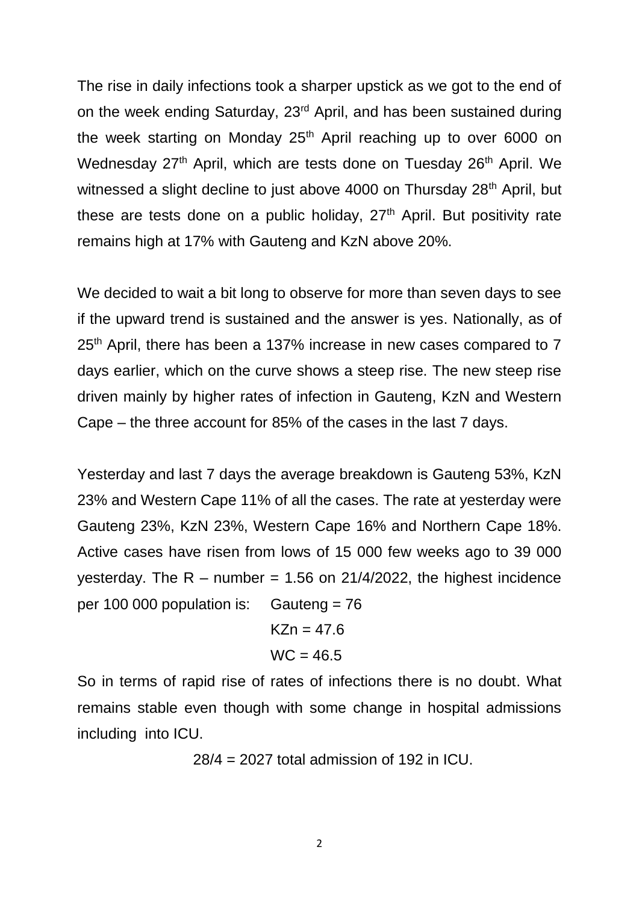The rise in daily infections took a sharper upstick as we got to the end of on the week ending Saturday, 23rd April, and has been sustained during the week starting on Monday 25th April reaching up to over 6000 on Wednesday 27th April, which are tests done on Tuesday 26th April. We witnessed a slight decline to just above 4000 on Thursday 28th April, but these are tests done on a public holiday, 27th April. But positivity rate remains high at 17% with Gauteng and KzN above 20%.

We decided to wait a bit long to observe for more than seven days to see if the upward trend is sustained and the answer is yes. Nationally, as of 25th April, there has been a 137% increase in new cases compared to 7 days earlier, which on the curve shows a steep rise. The new steep rise driven mainly by higher rates of infection in Gauteng, KzN and Western Cape – the three account for 85% of the cases in the last 7 days.

Yesterday and last 7 days the average breakdown is Gauteng 53%, KzN 23% and Western Cape 11% of all the cases. The rate at yesterday were Gauteng 23%, KzN 23%, Western Cape 16% and Northern Cape 18%. Active cases have risen from lows of 15 000 few weeks ago to 39 000 yesterday. The R – number = 1.56 on 21/4/2022, the highest incidence per 100 000 population is: Gauteng = 76

KZn = 47.6

WC = 46.5

So in terms of rapid rise of rates of infections there is no doubt. What remains stable even though with some change in hospital admissions including into ICU.

28/4 = 2027 total admission of 192 in ICU.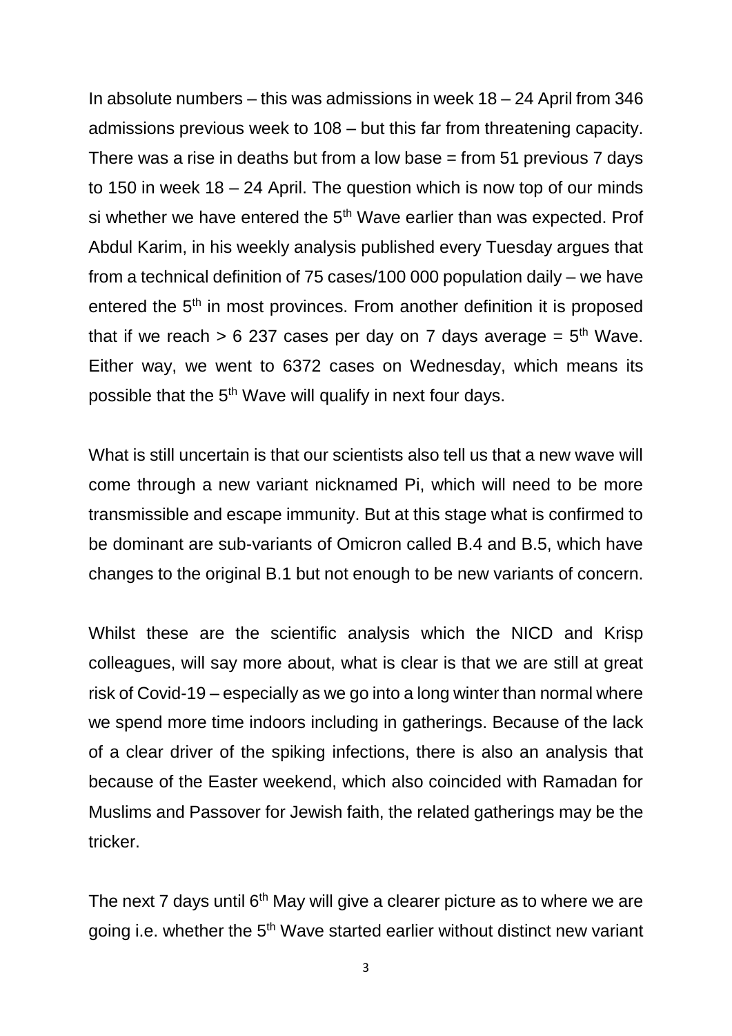In absolute numbers – this was admissions in week 18 – 24 April from 346 admissions previous week to 108 – but this far from threatening capacity. There was a rise in deaths but from a low base = from 51 previous 7 days to 150 in week 18 – 24 April. The question which is now top of our minds si whether we have entered the 5th Wave earlier than was expected. Prof Abdul Karim, in his weekly analysis published every Tuesday argues that from a technical definition of 75 cases/100 000 population daily – we have entered the 5th in most provinces. From another definition it is proposed that if we reach > 6 237 cases per day on 7 days average = 5th Wave. Either way, we went to 6372 cases on Wednesday, which means its possible that the 5th Wave will qualify in next four days.

What is still uncertain is that our scientists also tell us that a new wave will come through a new variant nicknamed Pi, which will need to be more transmissible and escape immunity. But at this stage what is confirmed to be dominant are sub-variants of Omicron called B.4 and B.5, which have changes to the original B.1 but not enough to be new variants of concern.

Whilst these are the scientific analysis which the NICD and Krisp colleagues, will say more about, what is clear is that we are still at great risk of Covid-19 – especially as we go into a long winter than normal where we spend more time indoors including in gatherings. Because of the lack of a clear driver of the spiking infections, there is also an analysis that because of the Easter weekend, which also coincided with Ramadan for Muslims and Passover for Jewish faith, the related gatherings may be the tricker.

The next 7 days until 6th May will give a clearer picture as to where we are going i.e. whether the 5th Wave started earlier without distinct new variant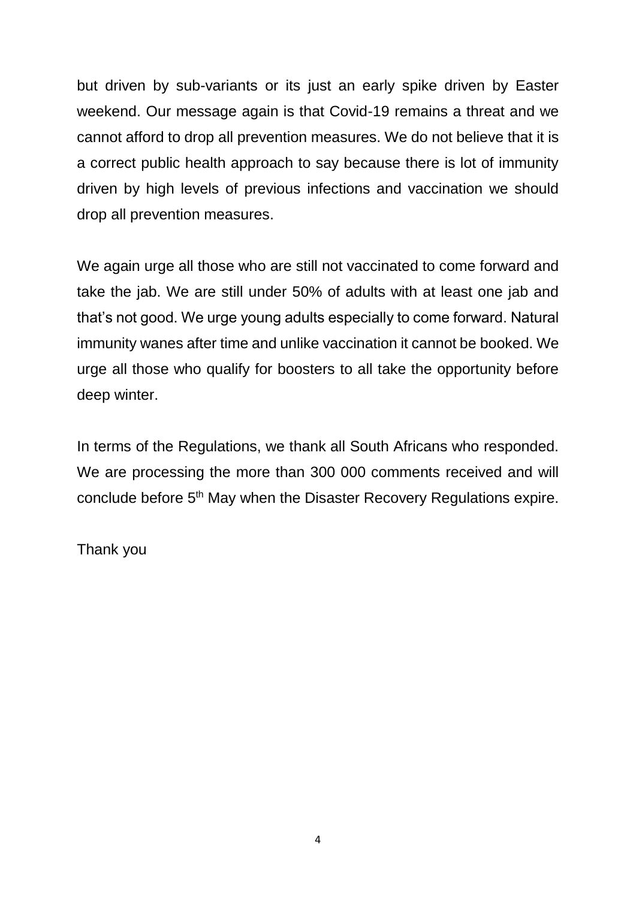but driven by sub-variants or its just an early spike driven by Easter weekend. Our message again is that Covid-19 remains a threat and we cannot afford to drop all prevention measures. We do not believe that it is a correct public health approach to say because there is lot of immunity driven by high levels of previous infections and vaccination we should drop all prevention measures.

We again urge all those who are still not vaccinated to come forward and take the jab. We are still under 50% of adults with at least one jab and that's not good. We urge young adults especially to come forward. Natural immunity wanes after time and unlike vaccination it cannot be booked. We urge all those who qualify for boosters to all take the opportunity before deep winter.

In terms of the Regulations, we thank all South Africans who responded. We are processing the more than 300 000 comments received and will conclude before 5th May when the Disaster Recovery Regulations expire.

Thank you